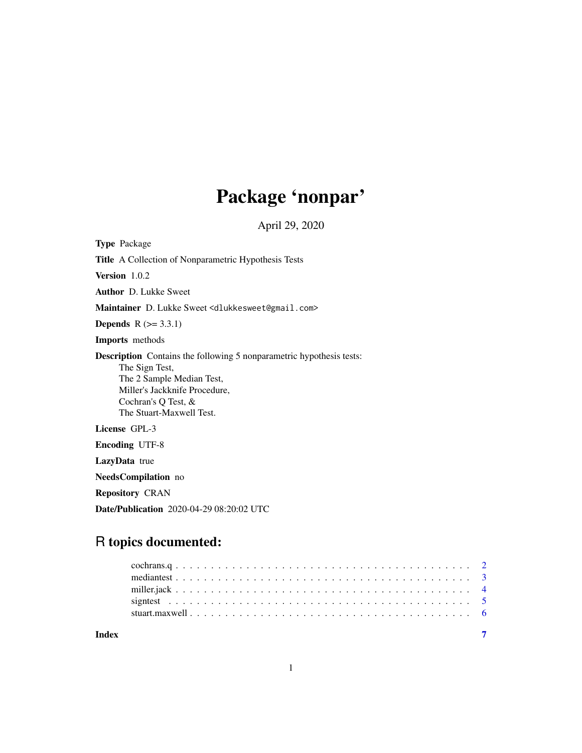# Package 'nonpar'

April 29, 2020

**Type** Package

**Title** A Collection of Nonparametric Hypothesis Tests

**Version** 1.0.2

**Author** D. Lukke Sweet

**Maintainer** D. Lukke Sweet <dlukkesweet@gmail.com>

**Depends** R (>= 3.3.1)

**Imports** methods

**Description** Contains the following 5 nonparametric hypothesis tests:
The Sign Test,
The 2 Sample Median Test,
Miller's Jackknife Procedure,
Cochran's Q Test, &
The Stuart-Maxwell Test.

**License** GPL-3

**Encoding** UTF-8

**LazyData** true

**NeedsCompilation** no

**Repository** CRAN

**Date/Publication** 2020-04-29 08:20:02 UTC

## R topics documented:

- cochrans.q . . . . . . . . . . . . . . . . . . . . . . . . . . . . . . . . . . . . . . . . 2
- mediantest . . . . . . . . . . . . . . . . . . . . . . . . . . . . . . . . . . . . . . . . 3
- miller.jack . . . . . . . . . . . . . . . . . . . . . . . . . . . . . . . . . . . . . . . . 4
- signtest . . . . . . . . . . . . . . . . . . . . . . . . . . . . . . . . . . . . . . . . 5
- stuart.maxwell . . . . . . . . . . . . . . . . . . . . . . . . . . . . . . . . . . . . . . 6

**Index** **7**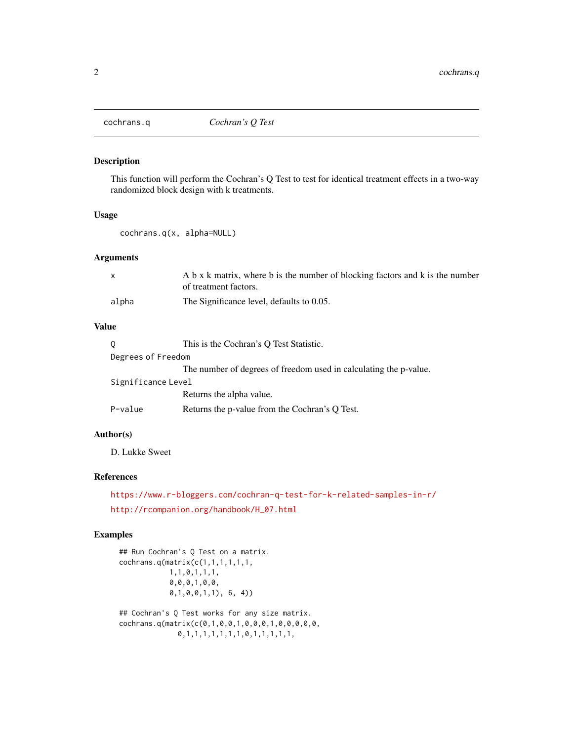## cochrans.q — *Cochran's Q Test*

### Description

This function will perform the Cochran's Q Test to test for identical treatment effects in a two-way randomized block design with k treatments.

### Usage

```
cochrans.q(x, alpha=NULL)
```

### Arguments

| | |
|---|---|
| x | A b x k matrix, where b is the number of blocking factors and k is the number of treatment factors. |
| alpha | The Significance level, defaults to 0.05. |

### Value

| | |
|---|---|
| Q | This is the Cochran's Q Test Statistic. |
| Degrees of Freedom | The number of degrees of freedom used in calculating the p-value. |
| Significance Level | Returns the alpha value. |
| P-value | Returns the p-value from the Cochran's Q Test. |

### Author(s)

D. Lukke Sweet

### References

https://www.r-bloggers.com/cochran-q-test-for-k-related-samples-in-r/

http://rcompanion.org/handbook/H_07.html

### Examples

```
## Run Cochran's Q Test on a matrix.
cochrans.q(matrix(c(1,1,1,1,1,1,
            1,1,0,1,1,1,
            0,0,0,1,0,0,
            0,1,0,0,1,1), 6, 4))

## Cochran's Q Test works for any size matrix.
cochrans.q(matrix(c(0,1,0,0,1,0,0,0,1,0,0,0,0,0,
              0,1,1,1,1,1,1,1,0,1,1,1,1,1,
```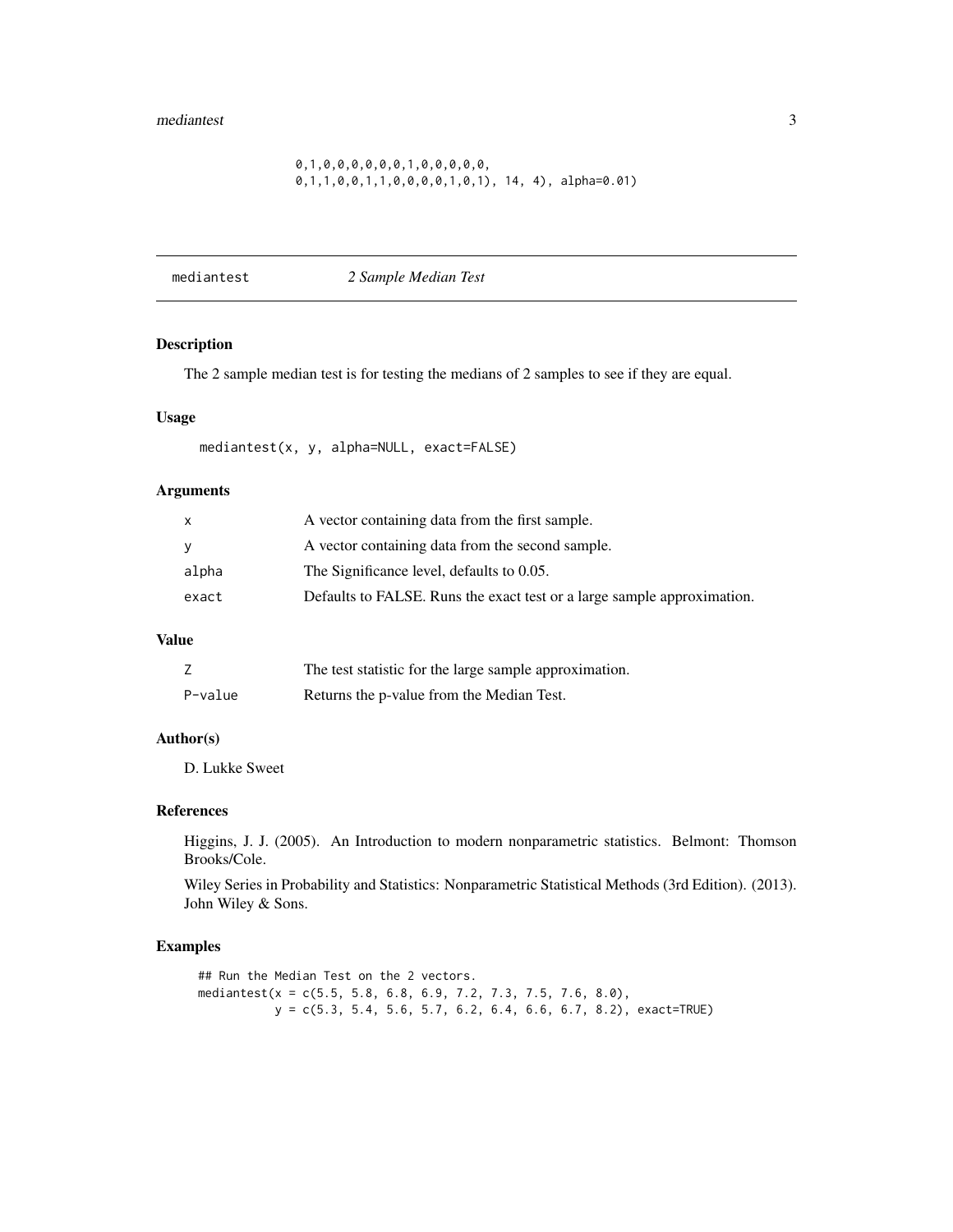```
0,1,0,0,0,0,0,0,1,0,0,0,0,0,
0,1,1,0,0,1,1,0,0,0,0,1,0,1), 14, 4), alpha=0.01)
```

## mediantest — *2 Sample Median Test*

### Description

The 2 sample median test is for testing the medians of 2 samples to see if they are equal.

### Usage

```
mediantest(x, y, alpha=NULL, exact=FALSE)
```

### Arguments

| | |
|---|---|
| x | A vector containing data from the first sample. |
| y | A vector containing data from the second sample. |
| alpha | The Significance level, defaults to 0.05. |
| exact | Defaults to FALSE. Runs the exact test or a large sample approximation. |

### Value

| | |
|---|---|
| Z | The test statistic for the large sample approximation. |
| P-value | Returns the p-value from the Median Test. |

### Author(s)

D. Lukke Sweet

### References

Higgins, J. J. (2005). An Introduction to modern nonparametric statistics. Belmont: Thomson Brooks/Cole.

Wiley Series in Probability and Statistics: Nonparametric Statistical Methods (3rd Edition). (2013). John Wiley & Sons.

### Examples

```
## Run the Median Test on the 2 vectors.
mediantest(x = c(5.5, 5.8, 6.8, 6.9, 7.2, 7.3, 7.5, 7.6, 8.0),
          y = c(5.3, 5.4, 5.6, 5.7, 6.2, 6.4, 6.6, 6.7, 8.2), exact=TRUE)
```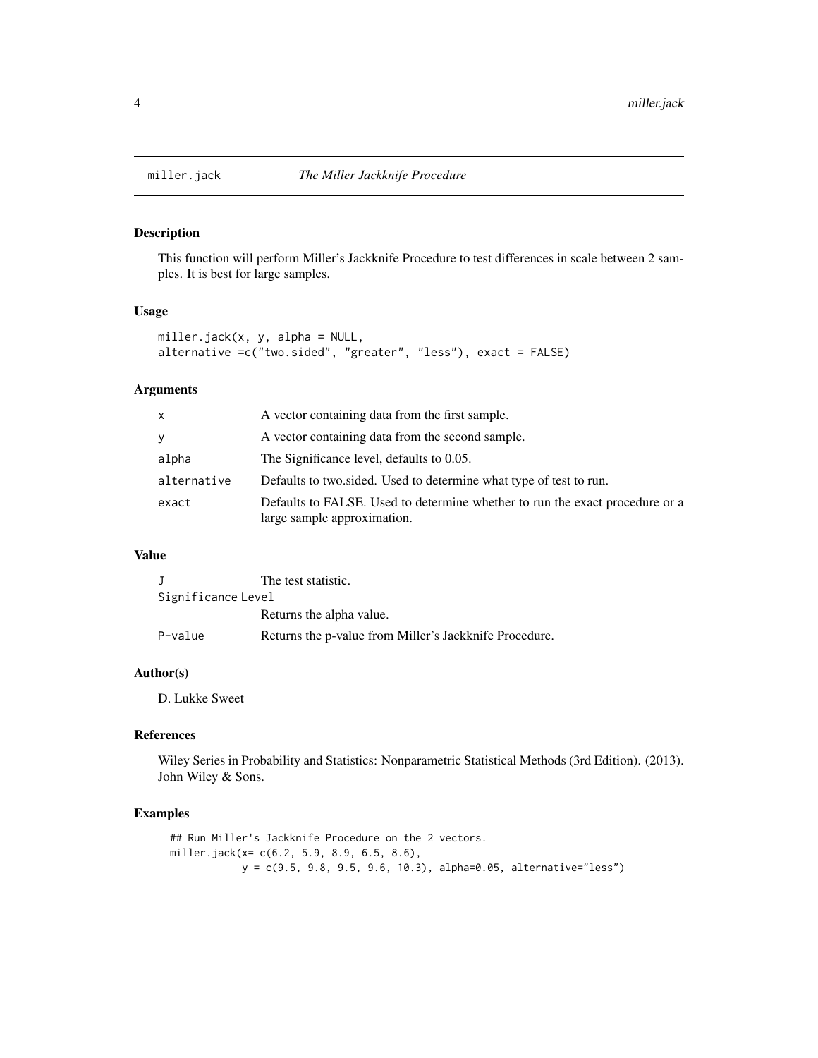# miller.jack *The Miller Jackknife Procedure*

## Description

This function will perform Miller's Jackknife Procedure to test differences in scale between 2 samples. It is best for large samples.

## Usage

```
miller.jack(x, y, alpha = NULL,
alternative =c("two.sided", "greater", "less"), exact = FALSE)
```

## Arguments

| | |
|---|---|
| x | A vector containing data from the first sample. |
| y | A vector containing data from the second sample. |
| alpha | The Significance level, defaults to 0.05. |
| alternative | Defaults to two.sided. Used to determine what type of test to run. |
| exact | Defaults to FALSE. Used to determine whether to run the exact procedure or a large sample approximation. |

## Value

| | |
|---|---|
| J | The test statistic. |
| Significance Level | Returns the alpha value. |
| P-value | Returns the p-value from Miller's Jackknife Procedure. |

## Author(s)

D. Lukke Sweet

## References

Wiley Series in Probability and Statistics: Nonparametric Statistical Methods (3rd Edition). (2013). John Wiley & Sons.

## Examples

```
## Run Miller's Jackknife Procedure on the 2 vectors.
miller.jack(x= c(6.2, 5.9, 8.9, 6.5, 8.6),
            y = c(9.5, 9.8, 9.5, 9.6, 10.3), alpha=0.05, alternative="less")
```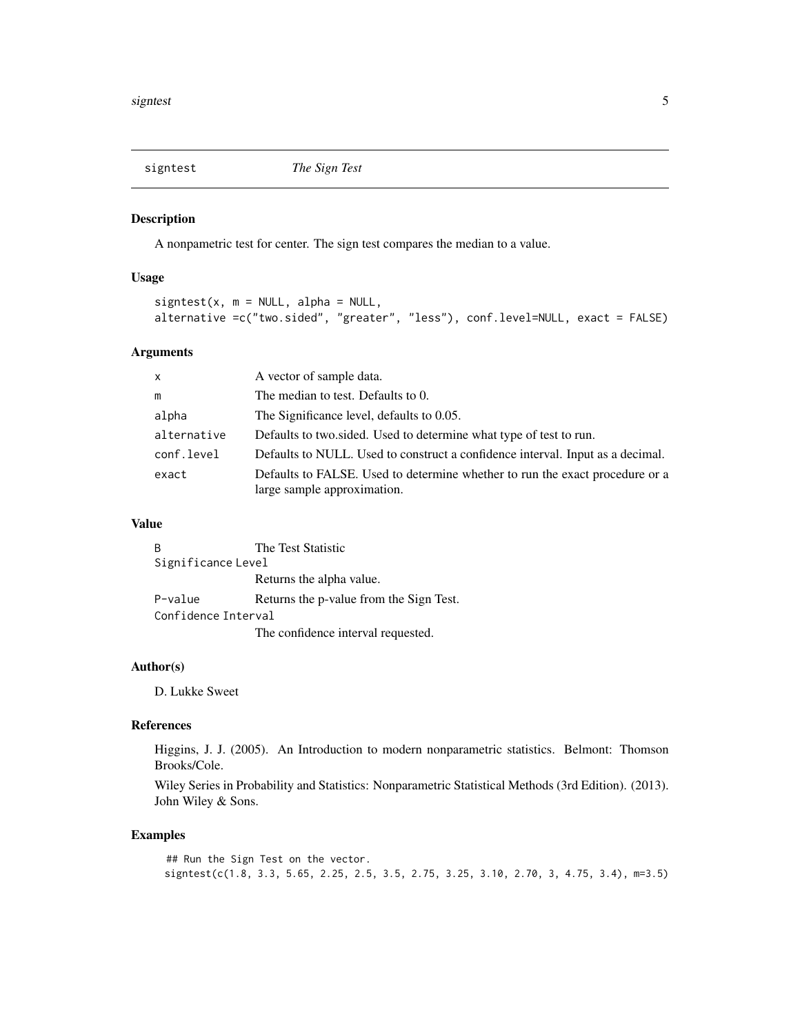## signtest — *The Sign Test*

### Description

A nonpametric test for center. The sign test compares the median to a value.

### Usage

```
signtest(x, m = NULL, alpha = NULL,
alternative =c("two.sided", "greater", "less"), conf.level=NULL, exact = FALSE)
```

### Arguments

| | |
|---|---|
| `x` | A vector of sample data. |
| `m` | The median to test. Defaults to 0. |
| `alpha` | The Significance level, defaults to 0.05. |
| `alternative` | Defaults to two.sided. Used to determine what type of test to run. |
| `conf.level` | Defaults to NULL. Used to construct a confidence interval. Input as a decimal. |
| `exact` | Defaults to FALSE. Used to determine whether to run the exact procedure or a large sample approximation. |

### Value

| | |
|---|---|
| `B` | The Test Statistic |
| `Significance Level` | Returns the alpha value. |
| `P-value` | Returns the p-value from the Sign Test. |
| `Confidence Interval` | The confidence interval requested. |

### Author(s)

D. Lukke Sweet

### References

Higgins, J. J. (2005). An Introduction to modern nonparametric statistics. Belmont: Thomson Brooks/Cole.

Wiley Series in Probability and Statistics: Nonparametric Statistical Methods (3rd Edition). (2013). John Wiley & Sons.

### Examples

```
## Run the Sign Test on the vector.
signtest(c(1.8, 3.3, 5.65, 2.25, 2.5, 3.5, 2.75, 3.25, 3.10, 2.70, 3, 4.75, 3.4), m=3.5)
```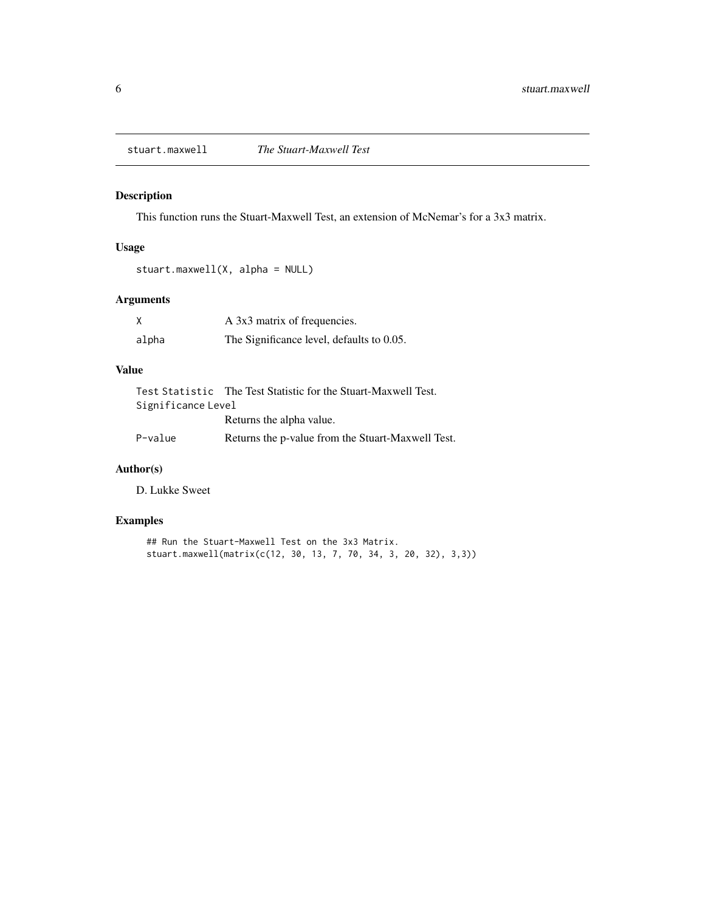## stuart.maxwell — *The Stuart-Maxwell Test*

### Description

This function runs the Stuart-Maxwell Test, an extension of McNemar's for a 3x3 matrix.

### Usage

```
stuart.maxwell(X, alpha = NULL)
```

### Arguments

| | |
|---|---|
| `X` | A 3x3 matrix of frequencies. |
| `alpha` | The Significance level, defaults to 0.05. |

### Value

| | |
|---|---|
| `Test Statistic` | The Test Statistic for the Stuart-Maxwell Test. |
| `Significance Level` | Returns the alpha value. |
| `P-value` | Returns the p-value from the Stuart-Maxwell Test. |

### Author(s)

D. Lukke Sweet

### Examples

```
## Run the Stuart-Maxwell Test on the 3x3 Matrix.
stuart.maxwell(matrix(c(12, 30, 13, 7, 70, 34, 3, 20, 32), 3,3))
```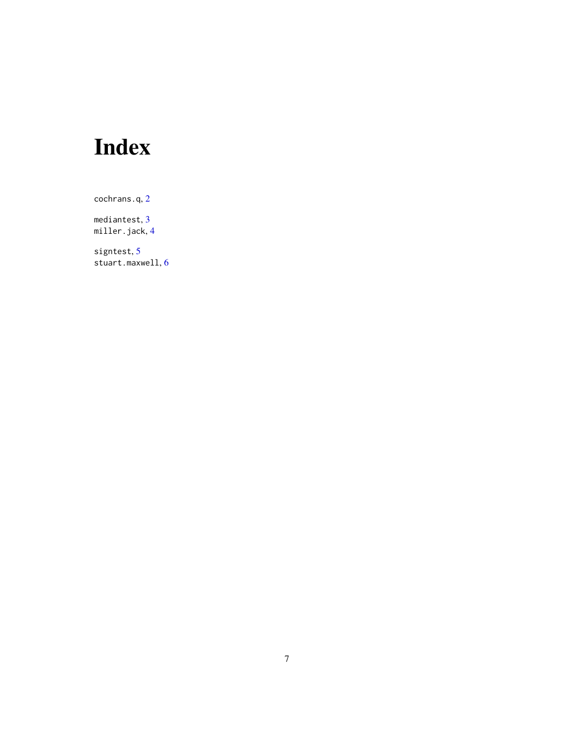# Index

cochrans.q, 2

mediantest, 3
miller.jack, 4

signtest, 5
stuart.maxwell, 6